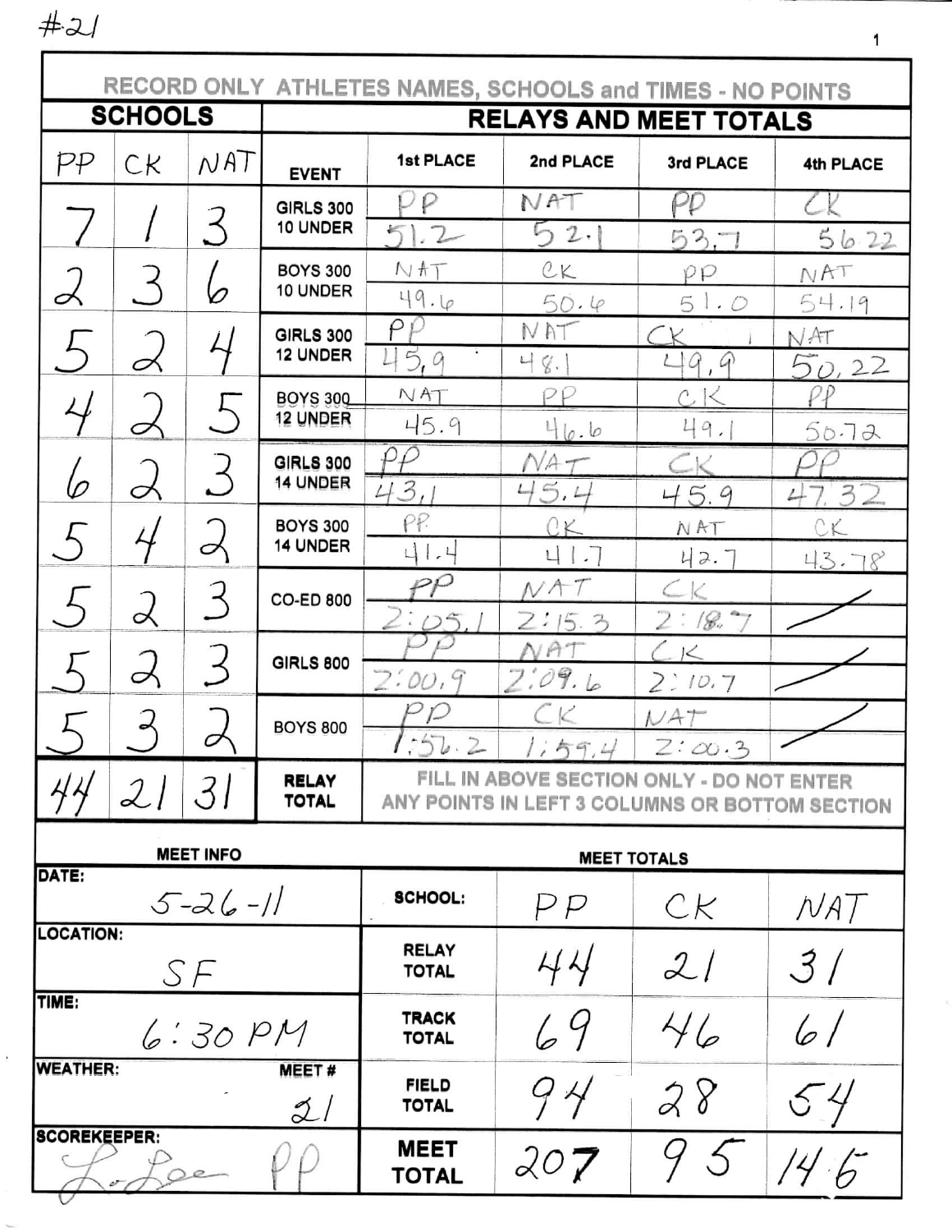#21

RECORD ONLY ATHLETES NAMES, SCHOOLS and TIMES - NO POINTS

| SCHOOLS | | | RELAYS AND MEET TOTALS | | | | |
|---|---|---|---|---|---|---|---|
| PP | CK | NAT | EVENT | 1st PLACE | 2nd PLACE | 3rd PLACE | 4th PLACE |
| 7 | 1 | 3 | GIRLS 300 10 UNDER | PP 51.2 | NAT 52.1 | PP 53.7 | CK 56.22 |
| 2 | 3 | 6 | BOYS 300 10 UNDER | NAT 49.6 | CK 50.6 | PP 51.0 | NAT 54.19 |
| 5 | 2 | 4 | GIRLS 300 12 UNDER | PP 45.9 | NAT 48.1 | CK 49.9 | NAT 50.22 |
| 4 | 2 | 5 | BOYS 300 12 UNDER | NAT 45.9 | PP 46.6 | CK 49.1 | PP 50.72 |
| 6 | 2 | 3 | GIRLS 300 14 UNDER | PP 43.1 | NAT 45.4 | CK 45.9 | PP 47.32 |
| 5 | 4 | 2 | BOYS 300 14 UNDER | PP 41.4 | CK 41.7 | NAT 42.7 | CK 43.78 |
| 5 | 2 | 3 | CO-ED 800 | PP 2:05.1 | NAT 2:15.3 | CK 2:18.7 | / |
| 5 | 2 | 3 | GIRLS 800 | PP 2:00.9 | NAT 2:09.6 | CK 2:10.7 | / |
| 5 | 3 | 2 | BOYS 800 | PP 1:56.2 | CK 1:59.4 | NAT 2:00.3 | / |
| 44 | 21 | 31 | RELAY TOTAL | FILL IN ABOVE SECTION ONLY - DO NOT ENTER ANY POINTS IN LEFT 3 COLUMNS OR BOTTOM SECTION | | | |

| MEET INFO | MEET TOTALS | | | |
|---|---|---|---|---|
| DATE: 5-26-11 | SCHOOL: | PP | CK | NAT |
| LOCATION: SF | RELAY TOTAL | 44 | 21 | 31 |
| TIME: 6:30 PM | TRACK TOTAL | 69 | 46 | 61 |
| WEATHER: MEET # 21 | FIELD TOTAL | 94 | 28 | 54 |
| SCOREKEEPER: LoLee PP | MEET TOTAL | 207 | 95 | 146 |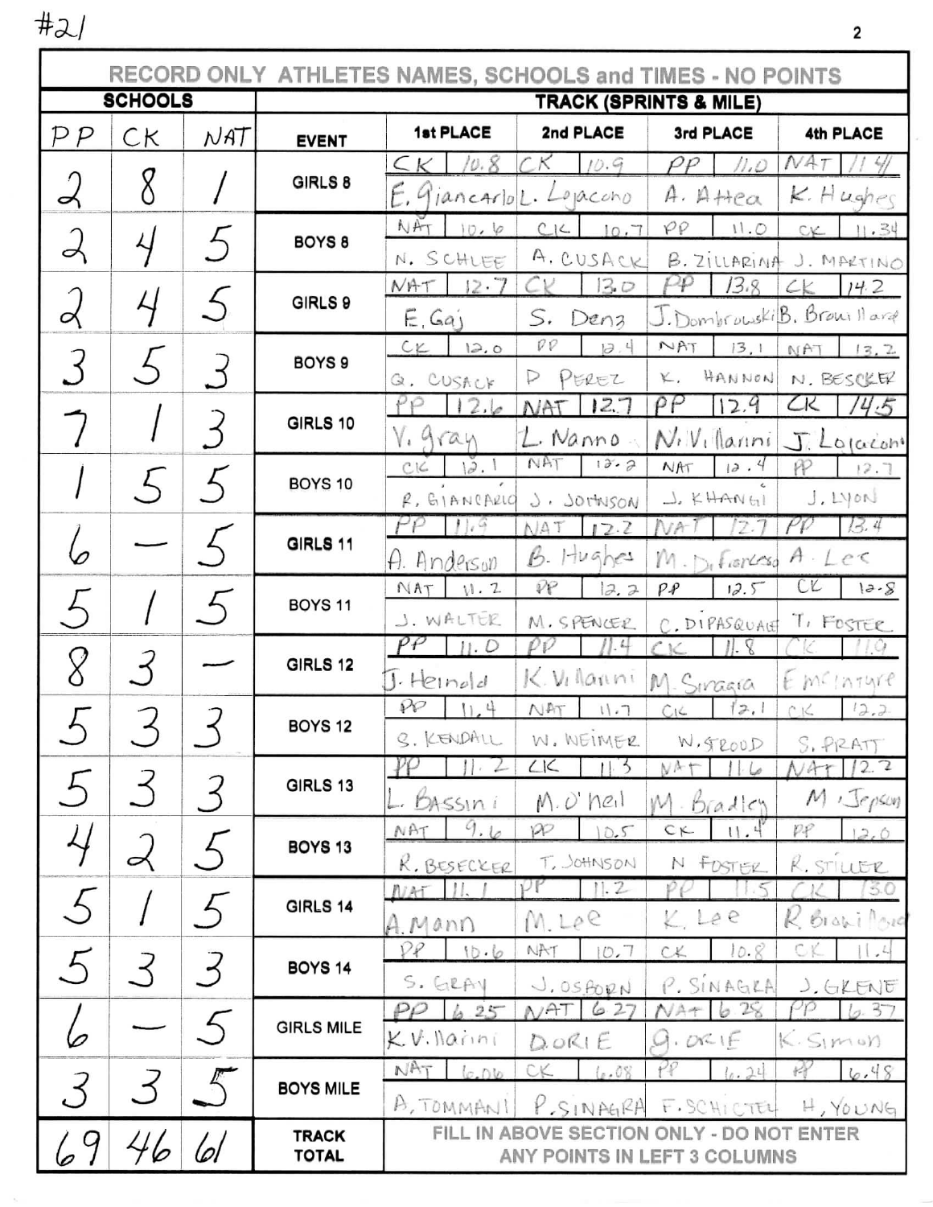#21

| SCHOOLS | | | TRACK (SPRINTS & MILE) | | | | |
|---|---|---|---|---|---|---|---|
| RECORD ONLY ATHLETES NAMES, SCHOOLS and TIMES - NO POINTS | | | | | | | |
| PP | CK | NAT | EVENT | 1st PLACE | 2nd PLACE | 3rd PLACE | 4th PLACE |
| 2 | 8 | 1 | GIRLS 8 | CK 10.8 E. Giancarlo | CK 10.9 L. Lojacono | PP 11.0 A. Attea | NAT 11.41 K. Hughes |
| 2 | 4 | 5 | BOYS 8 | NAT 10.6 N. SCHLEE | CK 10.7 A. CUSACK | PP 11.0 B. ZILLARINA | CK 11.34 J. MARTINO |
| 2 | 4 | 5 | GIRLS 9 | NAT 12.7 E. Gaj | CK 13.0 S. Denz | PP 13.8 J. Dombrowski | CK 14.2 B. Brouillard |
| 3 | 5 | 3 | BOYS 9 | CK 12.0 Q. CUSACK | PP 12.4 P PEREZ | NAT 13.1 K. HANNON | NAT 13.2 N. BESCKER |
| 7 | 1 | 3 | GIRLS 10 | PP 12.6 V. Gray | NAT 12.7 L. Nanno | PP 12.9 N. Villarini | CK 14.5 J. Lojacono |
| 1 | 5 | 5 | BOYS 10 | CK 12.1 R. GIANCARLO | NAT 12.2 J. JOHNSON | NAT 12.4 J. KHANGI | PP 12.7 J. LYON |
| 6 | — | 5 | GIRLS 11 | PP 11.9 A. Anderson | NAT 12.2 B. Hughes | NAT 12.7 M. DiFiore | PP 13.4 A. Lee |
| 5 | 1 | 5 | BOYS 11 | NAT 11.2 J. WALTER | PP 12.2 M. SPENCER | PP 12.5 C. DIPASQUALE | CK 12.8 T. FOSTER |
| 8 | 3 | — | GIRLS 12 | PP 11.0 J. Heinold | PP 11.4 K. Villarini | CK 11.8 M. Sinagra | CK 11.9 E McIntyre |
| 5 | 3 | 3 | BOYS 12 | PP 11.4 S. KENDALL | NAT 11.7 W. WEIMER | CK 12.1 W. STROOD | CK 12.2 S. PRATT |
| 5 | 3 | 3 | GIRLS 13 | PP 11.2 L. Bassini | CK 11.3 M. O'neil | NAT 11.6 M. Bradley | NAT 12.2 M. Jepson |
| 4 | 2 | 5 | BOYS 13 | NAT 9.6 R. BESECKER | PP 10.5 T. JOHNSON | CK 11.4 N FOSTER | PP 12.0 R. STILLER |
| 5 | 1 | 5 | GIRLS 14 | NAT 11.1 A. Mann | PP 11.2 M. Lee | PP 11.5 K. Lee | CK 13.0 R Brouillard |
| 5 | 3 | 3 | BOYS 14 | PP 10.6 S. GRAY | NAT 10.7 J. OSBORN | CK 10.8 P. SINAGRA | CK 11.4 J. GRENE |
| 6 | — | 5 | GIRLS MILE | PP 6.25 K. Villarini | NAT 6.27 D. ORIE | NAT 6.28 G. ORIE | PP 6.37 K. Simon |
| 3 | 3 | 5 | BOYS MILE | NAT 6.06 A. TOMMANI | CK 6.08 P. SINAGRA | PP 6.24 F. SCHICTEL | PP 6.48 H. YOUNG |
| 69 | 46 | 61 | TRACK TOTAL | FILL IN ABOVE SECTION ONLY - DO NOT ENTER ANY POINTS IN LEFT 3 COLUMNS | | | |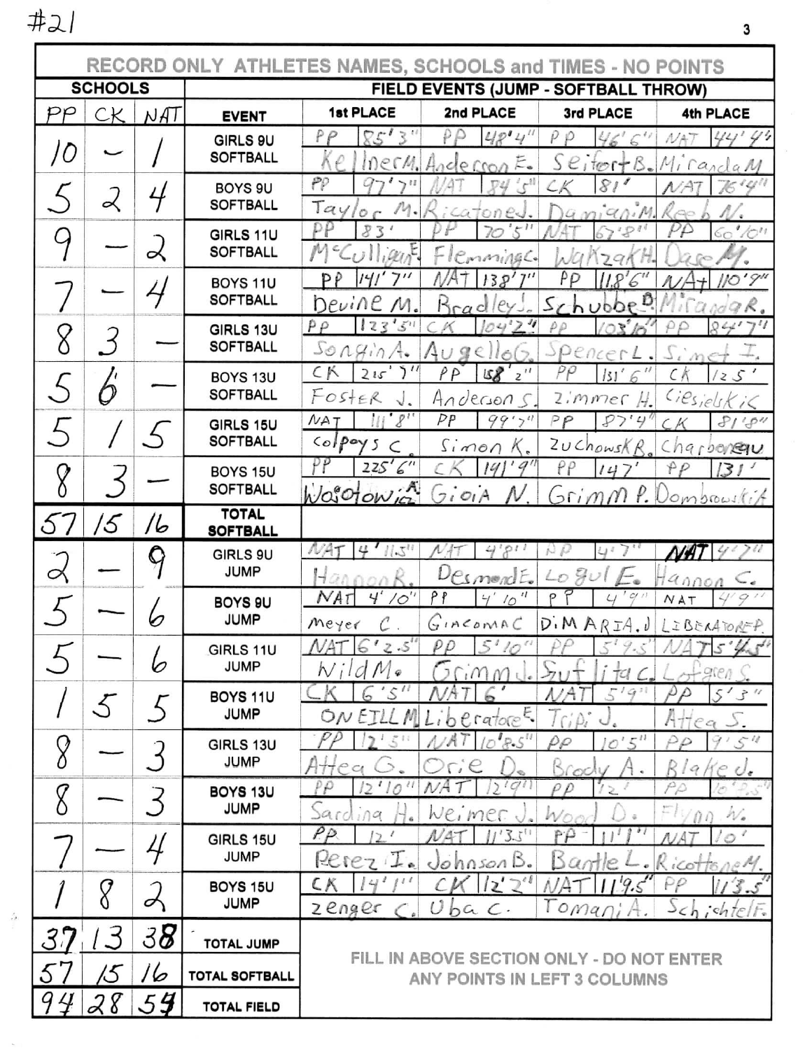#21

| RECORD ONLY ATHLETES NAMES, SCHOOLS and TIMES - NO POINTS | | | | | | | |
|---|---|---|---|---|---|---|---|
| **SCHOOLS** | | | **FIELD EVENTS (JUMP - SOFTBALL THROW)** | | | | |
| PP | CK | NAT | **EVENT** | **1st PLACE** | **2nd PLACE** | **3rd PLACE** | **4th PLACE** |
| 10 | – | 1 | GIRLS 9U SOFTBALL | PP 85'3" Kellner M. | PP 48'4" Anderson E. | PP 46'6" Seifert B. | NAT 44'4" Miranda M |
| 5 | 2 | 4 | BOYS 9U SOFTBALL | PP 97'7" Taylor M. | NAT 84'5" Ricatone J. | CK 81' Damiani M. | NAT 76'4" Reeb N. |
| 9 | – | 2 | GIRLS 11U SOFTBALL | PP 83' McCulligan E. | PP 70'5" Flemming C. | NAT 67'8" Wakzak H. | PP 60'10" Dase M. |
| 7 | – | 4 | BOYS 11U SOFTBALL | PP 141'7" Devine M. | NAT 138'7" Bradley J. | PP 118'6" Schubbe D. | NAT 110'9" Miranda R. |
| 8 | 3 | – | GIRLS 13U SOFTBALL | PP 123'5" Songin A. | CK 104'2" Augello G. | PP 103'10" Spencer L. | PP 84'7" Simet I. |
| 5 | 6 | – | BOYS 13U SOFTBALL | CK 215'7" Foster J. | PP 158'2" Anderson S. | PP 131'6" Zimmer H. | CK 125' Ciesielski C |
| 5 | 1 | 5 | GIRLS 15U SOFTBALL | NAT 111'8" Colpoys C. | PP 99'7" Simon K. | PP 87'4" Zuchowski B. | CK 81'8" Charboneau |
| 8 | 3 | – | BOYS 15U SOFTBALL | PP 225'6" Wojotowicz A. | CK 191'9" Gioia N. | PP 147' Grimm P. | PP 131' Dombrowski A |
| 57 | 15 | 16 | **TOTAL SOFTBALL** | | | | |
| 2 | – | 9 | GIRLS 9U JUMP | NAT 4'11.5" Hannon R. | NAT 4'8" Desmond E. | PP 4'7" Logul E. | NAT 4'7" Hannon C. |
| 5 | – | 6 | BOYS 9U JUMP | NAT 4'10" Meyer C. | PP 4'10" Giacoma C | PP 4'9" DiMaria J | NAT 4'9" Liberatore P. |
| 5 | – | 6 | GIRLS 11U JUMP | NAT 6'2.5" Wild M. | PP 5'10" Grimm J. | PP 5'9.5" Suflita C. | NAT 5'4.5" Lofgren S. |
| 1 | 5 | 5 | BOYS 11U JUMP | CK 6'5" O'Neill M | NAT 6' Liberatore E. | NAT 5'9" Tripi J. | PP 5'3" Attea S. |
| 8 | – | 3 | GIRLS 13U JUMP | PP 12'5" Attea G. | NAT 10'8.5" Orie D. | PP 10'5" Brody A. | PP 9'5" Blake J. |
| 8 | – | 3 | BOYS 13U JUMP | PP 12'10" Sardina H. | NAT 12'9" Weimer J. | PP 12' Wood D. | PP 10'5.5" Flynn W. |
| 7 | – | 4 | GIRLS 15U JUMP | PP 12' Perez I. | NAT 11'3.5" Johnson B. | PP 11'1" Bartle L. | NAT 10' Ricottone M. |
| 1 | 8 | 2 | BOYS 15U JUMP | CK 14'1" Zenger C. | CK 12'2" Uba C. | NAT 11'9.5" Tomani A. | PP 11'3.5" Schichtel F. |
| 37 | 13 | 38 | **TOTAL JUMP** | FILL IN ABOVE SECTION ONLY - DO NOT ENTER ANY POINTS IN LEFT 3 COLUMNS | | | |
| 57 | 15 | 16 | **TOTAL SOFTBALL** | | | | |
| 94 | 28 | 54 | **TOTAL FIELD** | | | | |